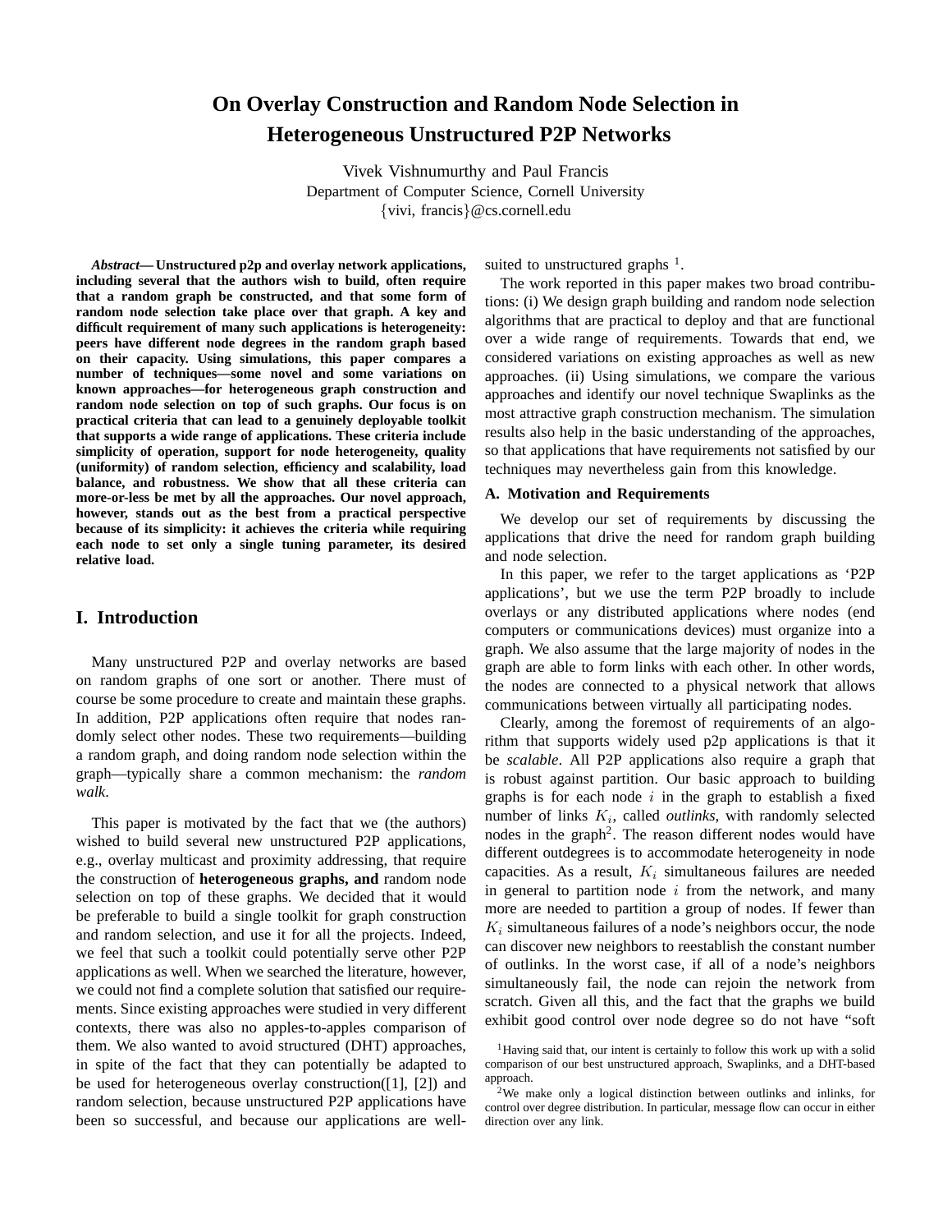# On Overlay Construction and Random Node Selection in Heterogeneous Unstructured P2P Networks

Vivek Vishnumurthy and Paul Francis
Department of Computer Science, Cornell University
{vivi, francis}@cs.cornell.edu

***Abstract*— Unstructured p2p and overlay network applications, including several that the authors wish to build, often require that a random graph be constructed, and that some form of random node selection take place over that graph. A key and difficult requirement of many such applications is heterogeneity: peers have different node degrees in the random graph based on their capacity. Using simulations, this paper compares a number of techniques—some novel and some variations on known approaches—for heterogeneous graph construction and random node selection on top of such graphs. Our focus is on practical criteria that can lead to a genuinely deployable toolkit that supports a wide range of applications. These criteria include simplicity of operation, support for node heterogeneity, quality (uniformity) of random selection, efficiency and scalability, load balance, and robustness. We show that all these criteria can more-or-less be met by all the approaches. Our novel approach, however, stands out as the best from a practical perspective because of its simplicity: it achieves the criteria while requiring each node to set only a single tuning parameter, its desired relative load.**

## I. Introduction

Many unstructured P2P and overlay networks are based on random graphs of one sort or another. There must of course be some procedure to create and maintain these graphs. In addition, P2P applications often require that nodes randomly select other nodes. These two requirements—building a random graph, and doing random node selection within the graph—typically share a common mechanism: the *random walk*.

This paper is motivated by the fact that we (the authors) wished to build several new unstructured P2P applications, e.g., overlay multicast and proximity addressing, that require the construction of **heterogeneous graphs, and** random node selection on top of these graphs. We decided that it would be preferable to build a single toolkit for graph construction and random selection, and use it for all the projects. Indeed, we feel that such a toolkit could potentially serve other P2P applications as well. When we searched the literature, however, we could not find a complete solution that satisfied our requirements. Since existing approaches were studied in very different contexts, there was also no apples-to-apples comparison of them. We also wanted to avoid structured (DHT) approaches, in spite of the fact that they can potentially be adapted to be used for heterogeneous overlay construction([1], [2]) and random selection, because unstructured P2P applications have been so successful, and because our applications are well-suited to unstructured graphs [1].

The work reported in this paper makes two broad contributions: (i) We design graph building and random node selection algorithms that are practical to deploy and that are functional over a wide range of requirements. Towards that end, we considered variations on existing approaches as well as new approaches. (ii) Using simulations, we compare the various approaches and identify our novel technique Swaplinks as the most attractive graph construction mechanism. The simulation results also help in the basic understanding of the approaches, so that applications that have requirements not satisfied by our techniques may nevertheless gain from this knowledge.

### A. Motivation and Requirements

We develop our set of requirements by discussing the applications that drive the need for random graph building and node selection.

In this paper, we refer to the target applications as 'P2P applications', but we use the term P2P broadly to include overlays or any distributed applications where nodes (end computers or communications devices) must organize into a graph. We also assume that the large majority of nodes in the graph are able to form links with each other. In other words, the nodes are connected to a physical network that allows communications between virtually all participating nodes.

Clearly, among the foremost of requirements of an algorithm that supports widely used p2p applications is that it be *scalable*. All P2P applications also require a graph that is robust against partition. Our basic approach to building graphs is for each node $i$ in the graph to establish a fixed number of links $K_i$, called *outlinks*, with randomly selected nodes in the graph[2]. The reason different nodes would have different outdegrees is to accommodate heterogeneity in node capacities. As a result, $K_i$ simultaneous failures are needed in general to partition node $i$ from the network, and many more are needed to partition a group of nodes. If fewer than $K_i$ simultaneous failures of a node's neighbors occur, the node can discover new neighbors to reestablish the constant number of outlinks. In the worst case, if all of a node's neighbors simultaneously fail, the node can rejoin the network from scratch. Given all this, and the fact that the graphs we build exhibit good control over node degree so do not have "soft

[1] Having said that, our intent is certainly to follow this work up with a solid comparison of our best unstructured approach, Swaplinks, and a DHT-based approach.

[2] We make only a logical distinction between outlinks and inlinks, for control over degree distribution. In particular, message flow can occur in either direction over any link.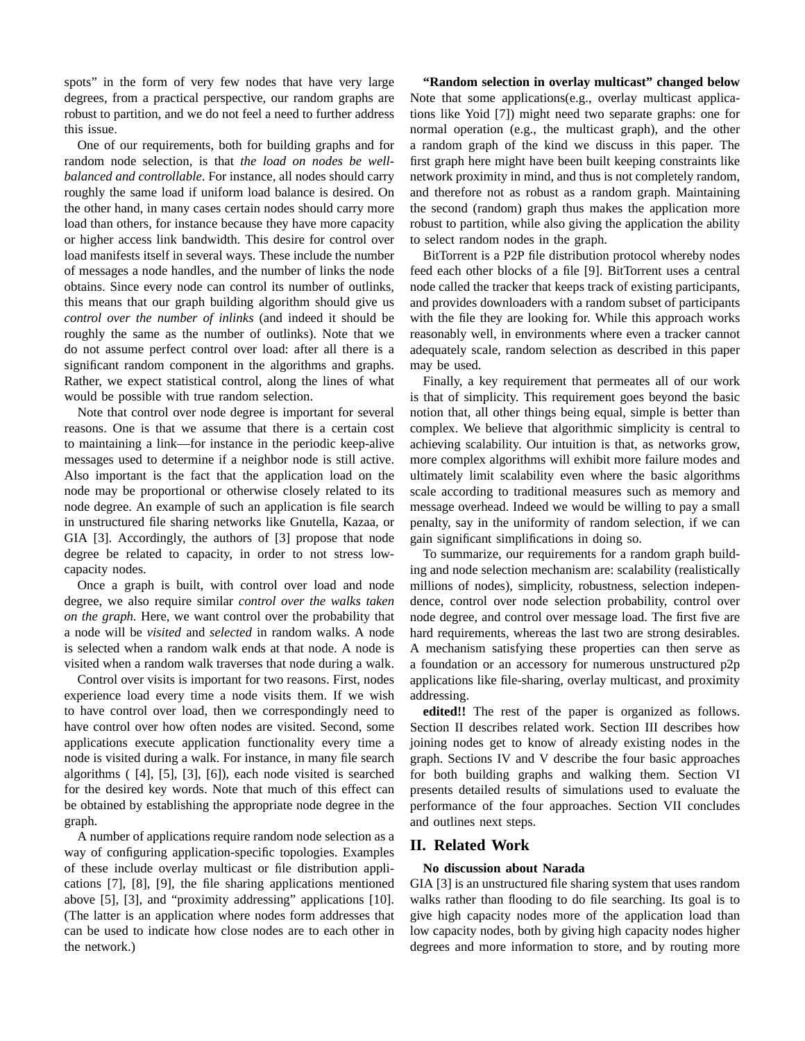spots" in the form of very few nodes that have very large degrees, from a practical perspective, our random graphs are robust to partition, and we do not feel a need to further address this issue.

One of our requirements, both for building graphs and for random node selection, is that *the load on nodes be well-balanced and controllable*. For instance, all nodes should carry roughly the same load if uniform load balance is desired. On the other hand, in many cases certain nodes should carry more load than others, for instance because they have more capacity or higher access link bandwidth. This desire for control over load manifests itself in several ways. These include the number of messages a node handles, and the number of links the node obtains. Since every node can control its number of outlinks, this means that our graph building algorithm should give us *control over the number of inlinks* (and indeed it should be roughly the same as the number of outlinks). Note that we do not assume perfect control over load: after all there is a significant random component in the algorithms and graphs. Rather, we expect statistical control, along the lines of what would be possible with true random selection.

Note that control over node degree is important for several reasons. One is that we assume that there is a certain cost to maintaining a link—for instance in the periodic keep-alive messages used to determine if a neighbor node is still active. Also important is the fact that the application load on the node may be proportional or otherwise closely related to its node degree. An example of such an application is file search in unstructured file sharing networks like Gnutella, Kazaa, or GIA [3]. Accordingly, the authors of [3] propose that node degree be related to capacity, in order to not stress low-capacity nodes.

Once a graph is built, with control over load and node degree, we also require similar *control over the walks taken on the graph.* Here, we want control over the probability that a node will be *visited* and *selected* in random walks. A node is selected when a random walk ends at that node. A node is visited when a random walk traverses that node during a walk.

Control over visits is important for two reasons. First, nodes experience load every time a node visits them. If we wish to have control over load, then we correspondingly need to have control over how often nodes are visited. Second, some applications execute application functionality every time a node is visited during a walk. For instance, in many file search algorithms ( [4], [5], [3], [6]), each node visited is searched for the desired key words. Note that much of this effect can be obtained by establishing the appropriate node degree in the graph.

A number of applications require random node selection as a way of configuring application-specific topologies. Examples of these include overlay multicast or file distribution applications [7], [8], [9], the file sharing applications mentioned above [5], [3], and "proximity addressing" applications [10]. (The latter is an application where nodes form addresses that can be used to indicate how close nodes are to each other in the network.)

**"Random selection in overlay multicast" changed below**
Note that some applications(e.g., overlay multicast applications like Yoid [7]) might need two separate graphs: one for normal operation (e.g., the multicast graph), and the other a random graph of the kind we discuss in this paper. The first graph here might have been built keeping constraints like network proximity in mind, and thus is not completely random, and therefore not as robust as a random graph. Maintaining the second (random) graph thus makes the application more robust to partition, while also giving the application the ability to select random nodes in the graph.

BitTorrent is a P2P file distribution protocol whereby nodes feed each other blocks of a file [9]. BitTorrent uses a central node called the tracker that keeps track of existing participants, and provides downloaders with a random subset of participants with the file they are looking for. While this approach works reasonably well, in environments where even a tracker cannot adequately scale, random selection as described in this paper may be used.

Finally, a key requirement that permeates all of our work is that of simplicity. This requirement goes beyond the basic notion that, all other things being equal, simple is better than complex. We believe that algorithmic simplicity is central to achieving scalability. Our intuition is that, as networks grow, more complex algorithms will exhibit more failure modes and ultimately limit scalability even where the basic algorithms scale according to traditional measures such as memory and message overhead. Indeed we would be willing to pay a small penalty, say in the uniformity of random selection, if we can gain significant simplifications in doing so.

To summarize, our requirements for a random graph building and node selection mechanism are: scalability (realistically millions of nodes), simplicity, robustness, selection independence, control over node selection probability, control over node degree, and control over message load. The first five are hard requirements, whereas the last two are strong desirables. A mechanism satisfying these properties can then serve as a foundation or an accessory for numerous unstructured p2p applications like file-sharing, overlay multicast, and proximity addressing.

**edited!!** The rest of the paper is organized as follows. Section II describes related work. Section III describes how joining nodes get to know of already existing nodes in the graph. Sections IV and V describe the four basic approaches for both building graphs and walking them. Section VI presents detailed results of simulations used to evaluate the performance of the four approaches. Section VII concludes and outlines next steps.

## II. Related Work

**No discussion about Narada**
GIA [3] is an unstructured file sharing system that uses random walks rather than flooding to do file searching. Its goal is to give high capacity nodes more of the application load than low capacity nodes, both by giving high capacity nodes higher degrees and more information to store, and by routing more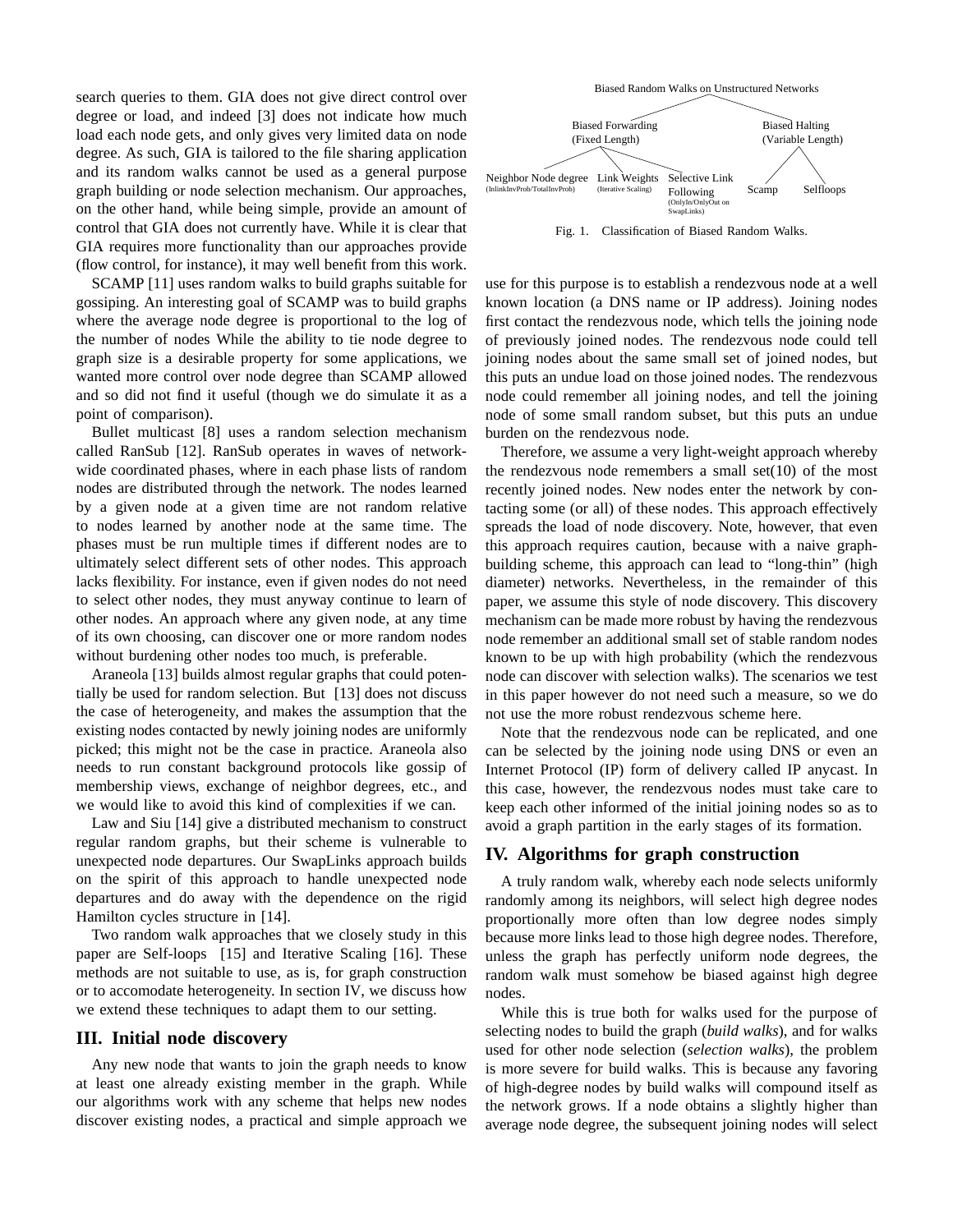search queries to them. GIA does not give direct control over degree or load, and indeed [3] does not indicate how much load each node gets, and only gives very limited data on node degree. As such, GIA is tailored to the file sharing application and its random walks cannot be used as a general purpose graph building or node selection mechanism. Our approaches, on the other hand, while being simple, provide an amount of control that GIA does not currently have. While it is clear that GIA requires more functionality than our approaches provide (flow control, for instance), it may well benefit from this work.

SCAMP [11] uses random walks to build graphs suitable for gossiping. An interesting goal of SCAMP was to build graphs where the average node degree is proportional to the log of the number of nodes While the ability to tie node degree to graph size is a desirable property for some applications, we wanted more control over node degree than SCAMP allowed and so did not find it useful (though we do simulate it as a point of comparison).

Bullet multicast [8] uses a random selection mechanism called RanSub [12]. RanSub operates in waves of network-wide coordinated phases, where in each phase lists of random nodes are distributed through the network. The nodes learned by a given node at a given time are not random relative to nodes learned by another node at the same time. The phases must be run multiple times if different nodes are to ultimately select different sets of other nodes. This approach lacks flexibility. For instance, even if given nodes do not need to select other nodes, they must anyway continue to learn of other nodes. An approach where any given node, at any time of its own choosing, can discover one or more random nodes without burdening other nodes too much, is preferable.

Araneola [13] builds almost regular graphs that could potentially be used for random selection. But [13] does not discuss the case of heterogeneity, and makes the assumption that the existing nodes contacted by newly joining nodes are uniformly picked; this might not be the case in practice. Araneola also needs to run constant background protocols like gossip of membership views, exchange of neighbor degrees, etc., and we would like to avoid this kind of complexities if we can.

Law and Siu [14] give a distributed mechanism to construct regular random graphs, but their scheme is vulnerable to unexpected node departures. Our SwapLinks approach builds on the spirit of this approach to handle unexpected node departures and do away with the dependence on the rigid Hamilton cycles structure in [14].

Two random walk approaches that we closely study in this paper are Self-loops [15] and Iterative Scaling [16]. These methods are not suitable to use, as is, for graph construction or to accomodate heterogeneity. In section IV, we discuss how we extend these techniques to adapt them to our setting.

## III. Initial node discovery

Any new node that wants to join the graph needs to know at least one already existing member in the graph. While our algorithms work with any scheme that helps new nodes discover existing nodes, a practical and simple approach we use for this purpose is to establish a rendezvous node at a well known location (a DNS name or IP address). Joining nodes first contact the rendezvous node, which tells the joining node of previously joined nodes. The rendezvous node could tell joining nodes about the same small set of joined nodes, but this puts an undue load on those joined nodes. The rendezvous node could remember all joining nodes, and tell the joining node of some small random subset, but this puts an undue burden on the rendezvous node.

Therefore, we assume a very light-weight approach whereby the rendezvous node remembers a small set(10) of the most recently joined nodes. New nodes enter the network by contacting some (or all) of these nodes. This approach effectively spreads the load of node discovery. Note, however, that even this approach requires caution, because with a naive graph-building scheme, this approach can lead to "long-thin" (high diameter) networks. Nevertheless, in the remainder of this paper, we assume this style of node discovery. This discovery mechanism can be made more robust by having the rendezvous node remember an additional small set of stable random nodes known to be up with high probability (which the rendezvous node can discover with selection walks). The scenarios we test in this paper however do not need such a measure, so we do not use the more robust rendezvous scheme here.

Note that the rendezvous node can be replicated, and one can be selected by the joining node using DNS or even an Internet Protocol (IP) form of delivery called IP anycast. In this case, however, the rendezvous nodes must take care to keep each other informed of the initial joining nodes so as to avoid a graph partition in the early stages of its formation.

Biased Random Walks on Unstructured Networks
- Biased Forwarding (Fixed Length)
  - Neighbor Node degree (InlinkInvProb/TotalInvProb)
  - Link Weights (Iterative Scaling)
  - Selective Link Following (OnlyIn/OnlyOut on SwapLinks)
- Biased Halting (Variable Length)
  - Scamp
  - Selfloops

Fig. 1. Classification of Biased Random Walks.

## IV. Algorithms for graph construction

A truly random walk, whereby each node selects uniformly randomly among its neighbors, will select high degree nodes proportionally more often than low degree nodes simply because more links lead to those high degree nodes. Therefore, unless the graph has perfectly uniform node degrees, the random walk must somehow be biased against high degree nodes.

While this is true both for walks used for the purpose of selecting nodes to build the graph (*build walks*), and for walks used for other node selection (*selection walks*), the problem is more severe for build walks. This is because any favoring of high-degree nodes by build walks will compound itself as the network grows. If a node obtains a slightly higher than average node degree, the subsequent joining nodes will select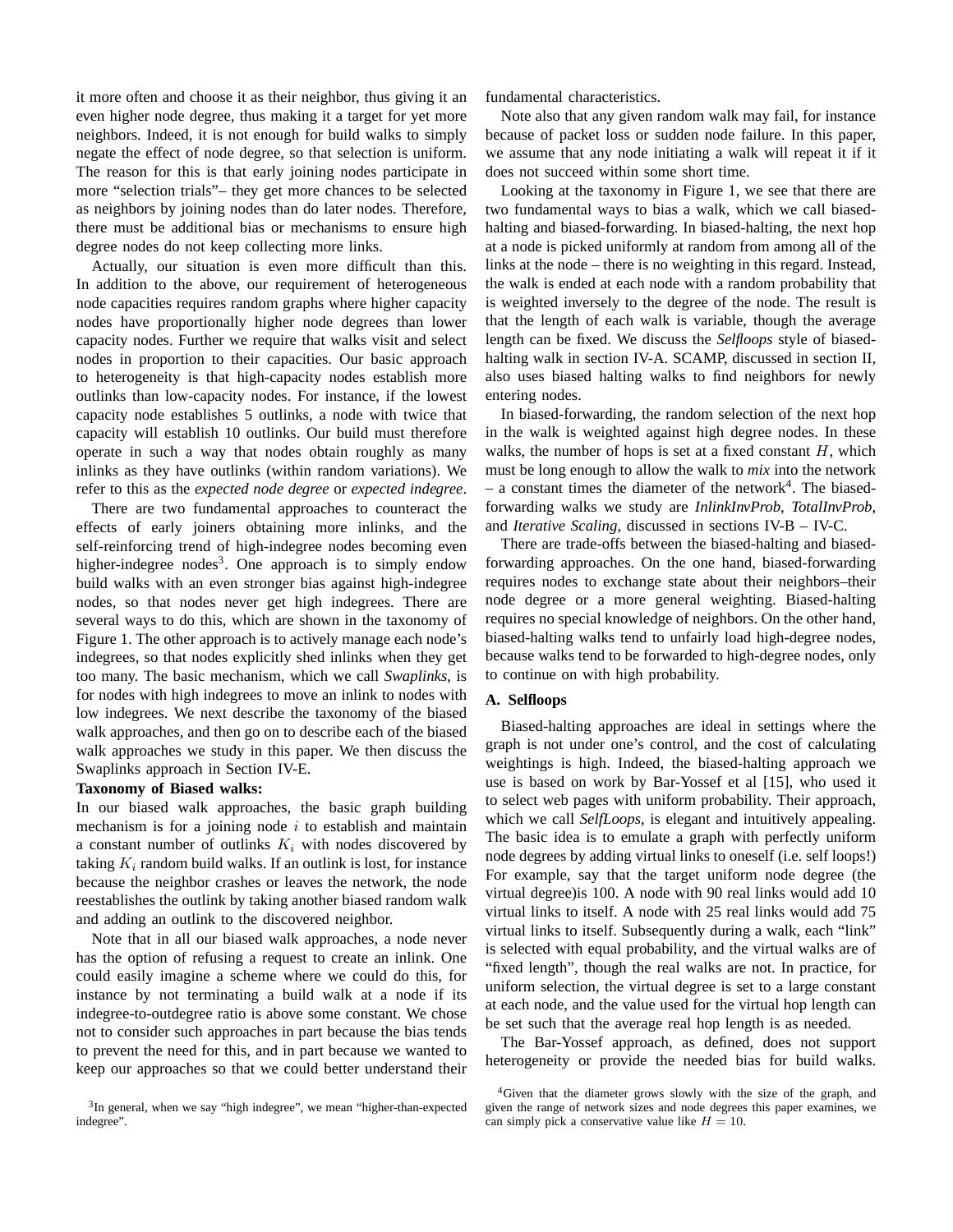it more often and choose it as their neighbor, thus giving it an even higher node degree, thus making it a target for yet more neighbors. Indeed, it is not enough for build walks to simply negate the effect of node degree, so that selection is uniform. The reason for this is that early joining nodes participate in more "selection trials"– they get more chances to be selected as neighbors by joining nodes than do later nodes. Therefore, there must be additional bias or mechanisms to ensure high degree nodes do not keep collecting more links.

Actually, our situation is even more difficult than this. In addition to the above, our requirement of heterogeneous node capacities requires random graphs where higher capacity nodes have proportionally higher node degrees than lower capacity nodes. Further we require that walks visit and select nodes in proportion to their capacities. Our basic approach to heterogeneity is that high-capacity nodes establish more outlinks than low-capacity nodes. For instance, if the lowest capacity node establishes 5 outlinks, a node with twice that capacity will establish 10 outlinks. Our build must therefore operate in such a way that nodes obtain roughly as many inlinks as they have outlinks (within random variations). We refer to this as the *expected node degree* or *expected indegree*.

There are two fundamental approaches to counteract the effects of early joiners obtaining more inlinks, and the self-reinforcing trend of high-indegree nodes becoming even higher-indegree nodes[3]. One approach is to simply endow build walks with an even stronger bias against high-indegree nodes, so that nodes never get high indegrees. There are several ways to do this, which are shown in the taxonomy of Figure 1. The other approach is to actively manage each node's indegrees, so that nodes explicitly shed inlinks when they get too many. The basic mechanism, which we call *Swaplinks*, is for nodes with high indegrees to move an inlink to nodes with low indegrees. We next describe the taxonomy of the biased walk approaches, and then go on to describe each of the biased walk approaches we study in this paper. We then discuss the Swaplinks approach in Section IV-E.

**Taxonomy of Biased walks:**
In our biased walk approaches, the basic graph building mechanism is for a joining node $i$ to establish and maintain a constant number of outlinks $K_i$ with nodes discovered by taking $K_i$ random build walks. If an outlink is lost, for instance because the neighbor crashes or leaves the network, the node reestablishes the outlink by taking another biased random walk and adding an outlink to the discovered neighbor.

Note that in all our biased walk approaches, a node never has the option of refusing a request to create an inlink. One could easily imagine a scheme where we could do this, for instance by not terminating a build walk at a node if its indegree-to-outdegree ratio is above some constant. We chose not to consider such approaches in part because the bias tends to prevent the need for this, and in part because we wanted to keep our approaches so that we could better understand their fundamental characteristics.

Note also that any given random walk may fail, for instance because of packet loss or sudden node failure. In this paper, we assume that any node initiating a walk will repeat it if it does not succeed within some short time.

Looking at the taxonomy in Figure 1, we see that there are two fundamental ways to bias a walk, which we call biased-halting and biased-forwarding. In biased-halting, the next hop at a node is picked uniformly at random from among all of the links at the node – there is no weighting in this regard. Instead, the walk is ended at each node with a random probability that is weighted inversely to the degree of the node. The result is that the length of each walk is variable, though the average length can be fixed. We discuss the *Selfloops* style of biased-halting walk in section IV-A. SCAMP, discussed in section II, also uses biased halting walks to find neighbors for newly entering nodes.

In biased-forwarding, the random selection of the next hop in the walk is weighted against high degree nodes. In these walks, the number of hops is set at a fixed constant $H$, which must be long enough to allow the walk to *mix* into the network – a constant times the diameter of the network[4]. The biased-forwarding walks we study are *InlinkInvProb*, *TotalInvProb*, and *Iterative Scaling*, discussed in sections IV-B – IV-C.

There are trade-offs between the biased-halting and biased-forwarding approaches. On the one hand, biased-forwarding requires nodes to exchange state about their neighbors–their node degree or a more general weighting. Biased-halting requires no special knowledge of neighbors. On the other hand, biased-halting walks tend to unfairly load high-degree nodes, because walks tend to be forwarded to high-degree nodes, only to continue on with high probability.

### A. Selfloops

Biased-halting approaches are ideal in settings where the graph is not under one's control, and the cost of calculating weightings is high. Indeed, the biased-halting approach we use is based on work by Bar-Yossef et al [15], who used it to select web pages with uniform probability. Their approach, which we call *SelfLoops*, is elegant and intuitively appealing. The basic idea is to emulate a graph with perfectly uniform node degrees by adding virtual links to oneself (i.e. self loops!) For example, say that the target uniform node degree (the virtual degree)is 100. A node with 90 real links would add 10 virtual links to itself. A node with 25 real links would add 75 virtual links to itself. Subsequently during a walk, each "link" is selected with equal probability, and the virtual walks are of "fixed length", though the real walks are not. In practice, for uniform selection, the virtual degree is set to a large constant at each node, and the value used for the virtual hop length can be set such that the average real hop length is as needed.

The Bar-Yossef approach, as defined, does not support heterogeneity or provide the needed bias for build walks.

[3] In general, when we say "high indegree", we mean "higher-than-expected indegree".

[4] Given that the diameter grows slowly with the size of the graph, and given the range of network sizes and node degrees this paper examines, we can simply pick a conservative value like $H = 10$.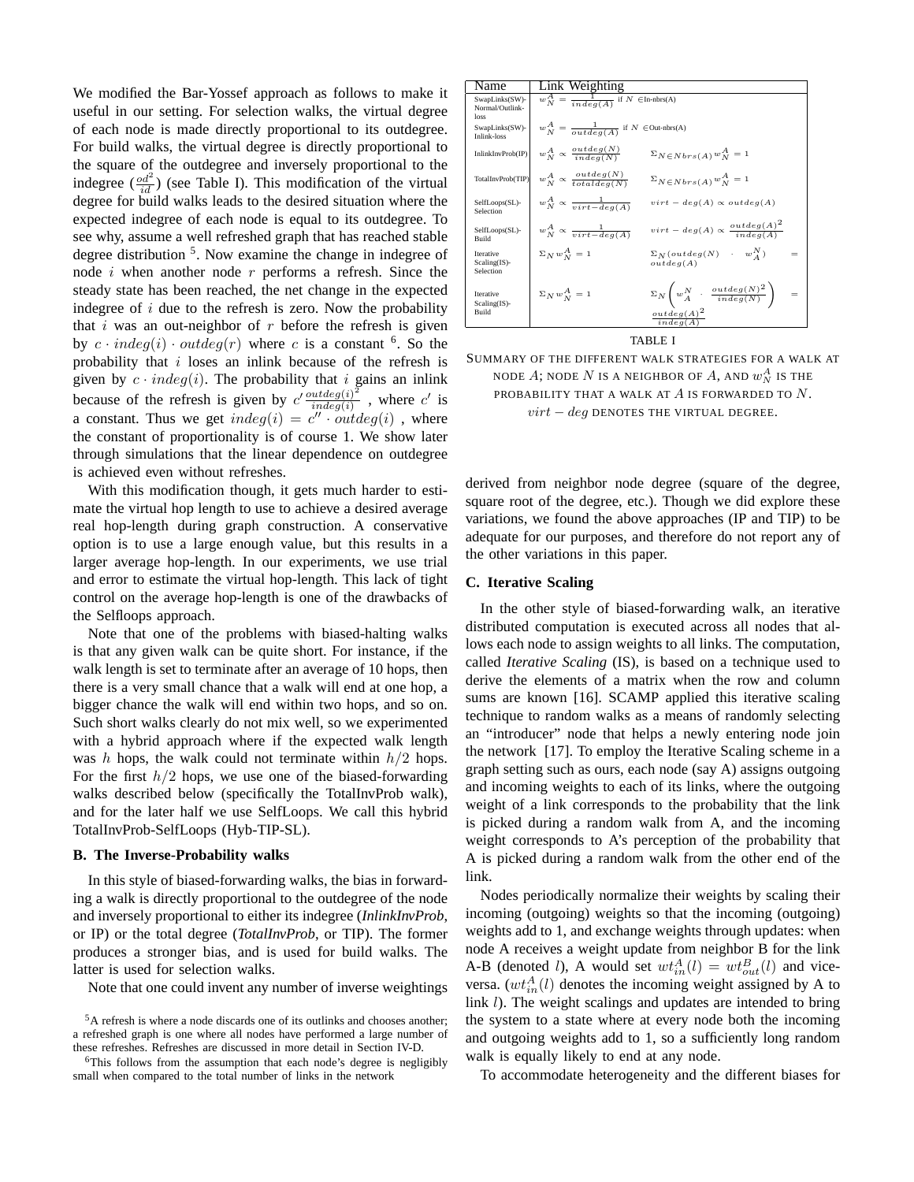We modified the Bar-Yossef approach as follows to make it useful in our setting. For selection walks, the virtual degree of each node is made directly proportional to its outdegree. For build walks, the virtual degree is directly proportional to the square of the outdegree and inversely proportional to the indegree ($\frac{od^2}{id}$) (see Table I). This modification of the virtual degree for build walks leads to the desired situation where the expected indegree of each node is equal to its outdegree. To see why, assume a well refreshed graph that has reached stable degree distribution [5]. Now examine the change in indegree of node $i$ when another node $r$ performs a refresh. Since the steady state has been reached, the net change in the expected indegree of $i$ due to the refresh is zero. Now the probability that $i$ was an out-neighbor of $r$ before the refresh is given by $c \cdot indeg(i) \cdot outdeg(r)$ where $c$ is a constant [6]. So the probability that $i$ loses an inlink because of the refresh is given by $c \cdot indeg(i)$. The probability that $i$ gains an inlink because of the refresh is given by $c' \frac{outdeg(i)^2}{indeg(i)}$ , where $c'$ is a constant. Thus we get $indeg(i) = c'' \cdot outdeg(i)$ , where the constant of proportionality is of course 1. We show later through simulations that the linear dependence on outdegree is achieved even without refreshes.

With this modification though, it gets much harder to estimate the virtual hop length to use to achieve a desired average real hop-length during graph construction. A conservative option is to use a large enough value, but this results in a larger average hop-length. In our experiments, we use trial and error to estimate the virtual hop-length. This lack of tight control on the average hop-length is one of the drawbacks of the Selfloops approach.

Note that one of the problems with biased-halting walks is that any given walk can be quite short. For instance, if the walk length is set to terminate after an average of 10 hops, then there is a very small chance that a walk will end at one hop, a bigger chance the walk will end within two hops, and so on. Such short walks clearly do not mix well, so we experimented with a hybrid approach where if the expected walk length was $h$ hops, the walk could not terminate within $h/2$ hops. For the first $h/2$ hops, we use one of the biased-forwarding walks described below (specifically the TotalInvProb walk), and for the later half we use SelfLoops. We call this hybrid TotalInvProb-SelfLoops (Hyb-TIP-SL).

### B. The Inverse-Probability walks

In this style of biased-forwarding walks, the bias in forwarding a walk is directly proportional to the outdegree of the node and inversely proportional to either its indegree (*InlinkInvProb*, or IP) or the total degree (*TotalInvProb*, or TIP). The former produces a stronger bias, and is used for build walks. The latter is used for selection walks.

Note that one could invent any number of inverse weightings

| Name | Link Weighting | |
|---|---|---|
| SwapLinks(SW)-Normal/Outlink-loss | $w_N^A = \frac{1}{indeg(A)}$ if $N \in$In-nbrs(A) | |
| SwapLinks(SW)-Inlink-loss | $w_N^A = \frac{1}{outdeg(A)}$ if $N \in$Out-nbrs(A) | |
| InlinkInvProb(IP) | $w_N^A \propto \frac{outdeg(N)}{indeg(N)}$ | $\Sigma_{N \in Nbrs(A)} w_N^A = 1$ |
| TotalInvProb(TIP) | $w_N^A \propto \frac{outdeg(N)}{totaldeg(N)}$ | $\Sigma_{N \in Nbrs(A)} w_N^A = 1$ |
| SelfLoops(SL)-Selection | $w_N^A \propto \frac{1}{virt-deg(A)}$ | $virt-deg(A) \propto outdeg(A)$ |
| SelfLoops(SL)-Build | $w_N^A \propto \frac{1}{virt-deg(A)}$ | $virt-deg(A) \propto \frac{outdeg(A)^2}{indeg(A)}$ |
| Iterative Scaling(IS)-Selection | $\Sigma_N w_N^A = 1$ | $\Sigma_N (outdeg(N) \cdot w_A^N) = outdeg(A)$ |
| Iterative Scaling(IS)-Build | $\Sigma_N w_N^A = 1$ | $\Sigma_N \left( w_A^N \cdot \frac{outdeg(N)^2}{indeg(N)} \right) = \frac{outdeg(A)^2}{indeg(A)}$ |

TABLE I

SUMMARY OF THE DIFFERENT WALK STRATEGIES FOR A WALK AT NODE $A$; NODE $N$ IS A NEIGHBOR OF $A$, AND $w_N^A$ IS THE PROBABILITY THAT A WALK AT $A$ IS FORWARDED TO $N$. $virt-deg$ DENOTES THE VIRTUAL DEGREE.

derived from neighbor node degree (square of the degree, square root of the degree, etc.). Though we did explore these variations, we found the above approaches (IP and TIP) to be adequate for our purposes, and therefore do not report any of the other variations in this paper.

### C. Iterative Scaling

In the other style of biased-forwarding walk, an iterative distributed computation is executed across all nodes that allows each node to assign weights to all links. The computation, called *Iterative Scaling* (IS), is based on a technique used to derive the elements of a matrix when the row and column sums are known [16]. SCAMP applied this iterative scaling technique to random walks as a means of randomly selecting an "introducer" node that helps a newly entering node join the network [17]. To employ the Iterative Scaling scheme in a graph setting such as ours, each node (say A) assigns outgoing and incoming weights to each of its links, where the outgoing weight of a link corresponds to the probability that the link is picked during a random walk from A, and the incoming weight corresponds to A's perception of the probability that A is picked during a random walk from the other end of the link.

Nodes periodically normalize their weights by scaling their incoming (outgoing) weights so that the incoming (outgoing) weights add to 1, and exchange weights through updates: when node A receives a weight update from neighbor B for the link A-B (denoted $l$), A would set $wt_{in}^A(l) = wt_{out}^B(l)$ and vice-versa. ($wt_{in}^A(l)$ denotes the incoming weight assigned by A to link $l$). The weight scalings and updates are intended to bring the system to a state where at every node both the incoming and outgoing weights add to 1, so a sufficiently long random walk is equally likely to end at any node.

To accommodate heterogeneity and the different biases for

[5] A refresh is where a node discards one of its outlinks and chooses another; a refreshed graph is one where all nodes have performed a large number of these refreshes. Refreshes are discussed in more detail in Section IV-D.

[6] This follows from the assumption that each node's degree is negligibly small when compared to the total number of links in the network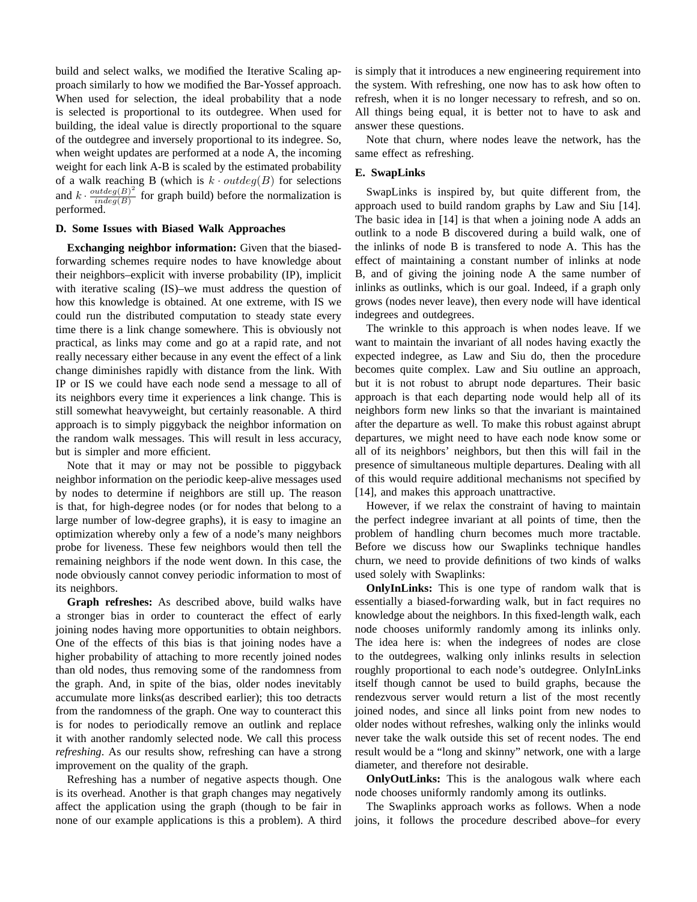build and select walks, we modified the Iterative Scaling approach similarly to how we modified the Bar-Yossef approach. When used for selection, the ideal probability that a node is selected is proportional to its outdegree. When used for building, the ideal value is directly proportional to the square of the outdegree and inversely proportional to its indegree. So, when weight updates are performed at a node A, the incoming weight for each link A-B is scaled by the estimated probability of a walk reaching B (which is $k \cdot outdeg(B)$ for selections and $k \cdot \frac{outdeg(B)^2}{indeg(B)}$ for graph build) before the normalization is performed.

### D. Some Issues with Biased Walk Approaches

**Exchanging neighbor information:** Given that the biased-forwarding schemes require nodes to have knowledge about their neighbors–explicit with inverse probability (IP), implicit with iterative scaling (IS)–we must address the question of how this knowledge is obtained. At one extreme, with IS we could run the distributed computation to steady state every time there is a link change somewhere. This is obviously not practical, as links may come and go at a rapid rate, and not really necessary either because in any event the effect of a link change diminishes rapidly with distance from the link. With IP or IS we could have each node send a message to all of its neighbors every time it experiences a link change. This is still somewhat heavyweight, but certainly reasonable. A third approach is to simply piggyback the neighbor information on the random walk messages. This will result in less accuracy, but is simpler and more efficient.

Note that it may or may not be possible to piggyback neighbor information on the periodic keep-alive messages used by nodes to determine if neighbors are still up. The reason is that, for high-degree nodes (or for nodes that belong to a large number of low-degree graphs), it is easy to imagine an optimization whereby only a few of a node's many neighbors probe for liveness. These few neighbors would then tell the remaining neighbors if the node went down. In this case, the node obviously cannot convey periodic information to most of its neighbors.

**Graph refreshes:** As described above, build walks have a stronger bias in order to counteract the effect of early joining nodes having more opportunities to obtain neighbors. One of the effects of this bias is that joining nodes have a higher probability of attaching to more recently joined nodes than old nodes, thus removing some of the randomness from the graph. And, in spite of the bias, older nodes inevitably accumulate more links(as described earlier); this too detracts from the randomness of the graph. One way to counteract this is for nodes to periodically remove an outlink and replace it with another randomly selected node. We call this process *refreshing*. As our results show, refreshing can have a strong improvement on the quality of the graph.

Refreshing has a number of negative aspects though. One is its overhead. Another is that graph changes may negatively affect the application using the graph (though to be fair in none of our example applications is this a problem). A third is simply that it introduces a new engineering requirement into the system. With refreshing, one now has to ask how often to refresh, when it is no longer necessary to refresh, and so on. All things being equal, it is better not to have to ask and answer these questions.

Note that churn, where nodes leave the network, has the same effect as refreshing.

### E. SwapLinks

SwapLinks is inspired by, but quite different from, the approach used to build random graphs by Law and Siu [14]. The basic idea in [14] is that when a joining node A adds an outlink to a node B discovered during a build walk, one of the inlinks of node B is transfered to node A. This has the effect of maintaining a constant number of inlinks at node B, and of giving the joining node A the same number of inlinks as outlinks, which is our goal. Indeed, if a graph only grows (nodes never leave), then every node will have identical indegrees and outdegrees.

The wrinkle to this approach is when nodes leave. If we want to maintain the invariant of all nodes having exactly the expected indegree, as Law and Siu do, then the procedure becomes quite complex. Law and Siu outline an approach, but it is not robust to abrupt node departures. Their basic approach is that each departing node would help all of its neighbors form new links so that the invariant is maintained after the departure as well. To make this robust against abrupt departures, we might need to have each node know some or all of its neighbors' neighbors, but then this will fail in the presence of simultaneous multiple departures. Dealing with all of this would require additional mechanisms not specified by [14], and makes this approach unattractive.

However, if we relax the constraint of having to maintain the perfect indegree invariant at all points of time, then the problem of handling churn becomes much more tractable. Before we discuss how our Swaplinks technique handles churn, we need to provide definitions of two kinds of walks used solely with Swaplinks:

**OnlyInLinks:** This is one type of random walk that is essentially a biased-forwarding walk, but in fact requires no knowledge about the neighbors. In this fixed-length walk, each node chooses uniformly randomly among its inlinks only. The idea here is: when the indegrees of nodes are close to the outdegrees, walking only inlinks results in selection roughly proportional to each node's outdegree. OnlyInLinks itself though cannot be used to build graphs, because the rendezvous server would return a list of the most recently joined nodes, and since all links point from new nodes to older nodes without refreshes, walking only the inlinks would never take the walk outside this set of recent nodes. The end result would be a "long and skinny" network, one with a large diameter, and therefore not desirable.

**OnlyOutLinks:** This is the analogous walk where each node chooses uniformly randomly among its outlinks.

The Swaplinks approach works as follows. When a node joins, it follows the procedure described above–for every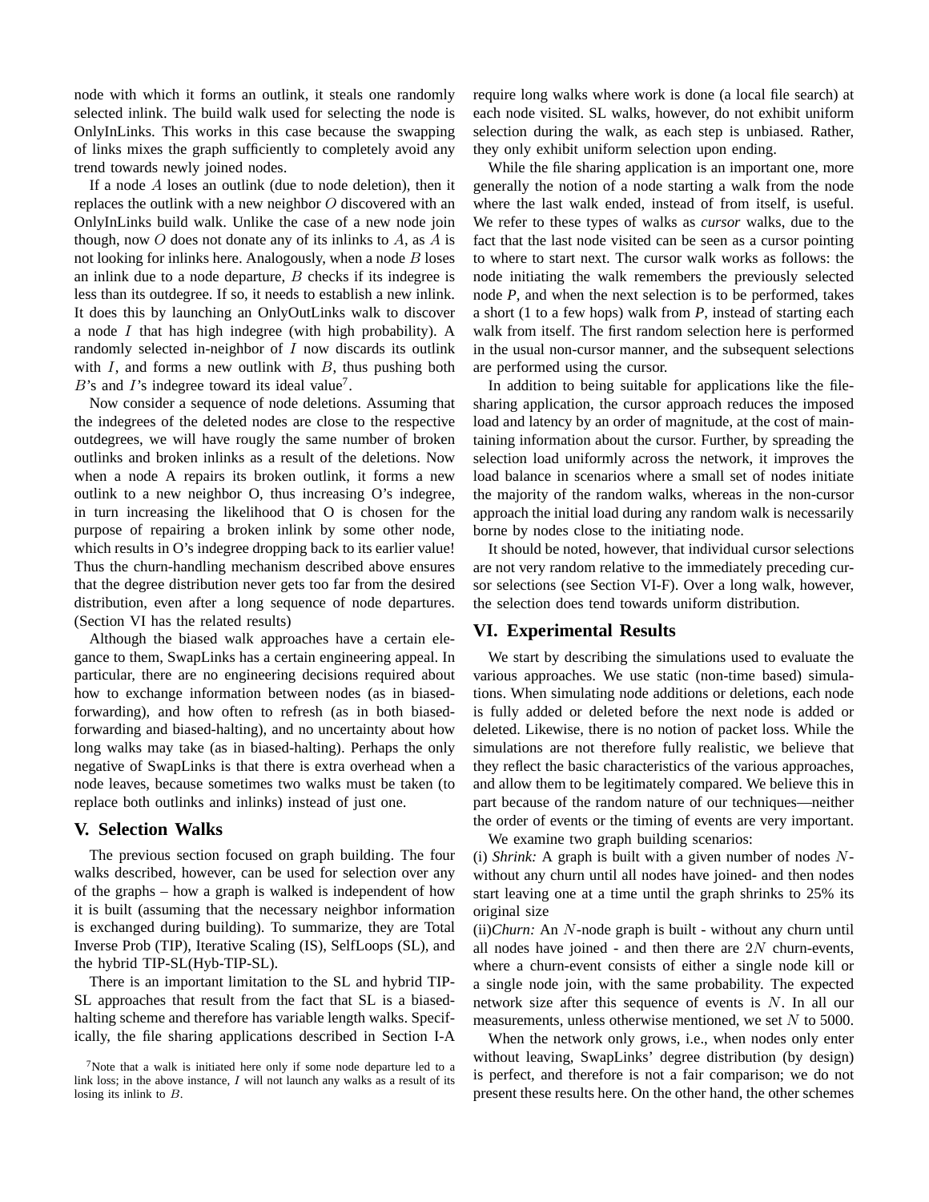node with which it forms an outlink, it steals one randomly selected inlink. The build walk used for selecting the node is OnlyInLinks. This works in this case because the swapping of links mixes the graph sufficiently to completely avoid any trend towards newly joined nodes.

If a node $A$ loses an outlink (due to node deletion), then it replaces the outlink with a new neighbor $O$ discovered with an OnlyInLinks build walk. Unlike the case of a new node join though, now $O$ does not donate any of its inlinks to $A$, as $A$ is not looking for inlinks here. Analogously, when a node $B$ loses an inlink due to a node departure, $B$ checks if its indegree is less than its outdegree. If so, it needs to establish a new inlink. It does this by launching an OnlyOutLinks walk to discover a node $I$ that has high indegree (with high probability). A randomly selected in-neighbor of $I$ now discards its outlink with $I$, and forms a new outlink with $B$, thus pushing both $B$'s and $I$'s indegree toward its ideal value[7].

Now consider a sequence of node deletions. Assuming that the indegrees of the deleted nodes are close to the respective outdegrees, we will have rougly the same number of broken outlinks and broken inlinks as a result of the deletions. Now when a node A repairs its broken outlink, it forms a new outlink to a new neighbor O, thus increasing O's indegree, in turn increasing the likelihood that O is chosen for the purpose of repairing a broken inlink by some other node, which results in O's indegree dropping back to its earlier value! Thus the churn-handling mechanism described above ensures that the degree distribution never gets too far from the desired distribution, even after a long sequence of node departures. (Section VI has the related results)

Although the biased walk approaches have a certain elegance to them, SwapLinks has a certain engineering appeal. In particular, there are no engineering decisions required about how to exchange information between nodes (as in biased-forwarding), and how often to refresh (as in both biased-forwarding and biased-halting), and no uncertainty about how long walks may take (as in biased-halting). Perhaps the only negative of SwapLinks is that there is extra overhead when a node leaves, because sometimes two walks must be taken (to replace both outlinks and inlinks) instead of just one.

[7]Note that a walk is initiated here only if some node departure led to a link loss; in the above instance, $I$ will not launch any walks as a result of its losing its inlink to $B$.

## V. Selection Walks

The previous section focused on graph building. The four walks described, however, can be used for selection over any of the graphs – how a graph is walked is independent of how it is built (assuming that the necessary neighbor information is exchanged during building). To summarize, they are Total Inverse Prob (TIP), Iterative Scaling (IS), SelfLoops (SL), and the hybrid TIP-SL(Hyb-TIP-SL).

There is an important limitation to the SL and hybrid TIP-SL approaches that result from the fact that SL is a biased-halting scheme and therefore has variable length walks. Specifically, the file sharing applications described in Section I-A require long walks where work is done (a local file search) at each node visited. SL walks, however, do not exhibit uniform selection during the walk, as each step is unbiased. Rather, they only exhibit uniform selection upon ending.

While the file sharing application is an important one, more generally the notion of a node starting a walk from the node where the last walk ended, instead of from itself, is useful. We refer to these types of walks as *cursor* walks, due to the fact that the last node visited can be seen as a cursor pointing to where to start next. The cursor walk works as follows: the node initiating the walk remembers the previously selected node *P*, and when the next selection is to be performed, takes a short (1 to a few hops) walk from *P*, instead of starting each walk from itself. The first random selection here is performed in the usual non-cursor manner, and the subsequent selections are performed using the cursor.

In addition to being suitable for applications like the file-sharing application, the cursor approach reduces the imposed load and latency by an order of magnitude, at the cost of maintaining information about the cursor. Further, by spreading the selection load uniformly across the network, it improves the load balance in scenarios where a small set of nodes initiate the majority of the random walks, whereas in the non-cursor approach the initial load during any random walk is necessarily borne by nodes close to the initiating node.

It should be noted, however, that individual cursor selections are not very random relative to the immediately preceding cursor selections (see Section VI-F). Over a long walk, however, the selection does tend towards uniform distribution.

## VI. Experimental Results

We start by describing the simulations used to evaluate the various approaches. We use static (non-time based) simulations. When simulating node additions or deletions, each node is fully added or deleted before the next node is added or deleted. Likewise, there is no notion of packet loss. While the simulations are not therefore fully realistic, we believe that they reflect the basic characteristics of the various approaches, and allow them to be legitimately compared. We believe this in part because of the random nature of our techniques—neither the order of events or the timing of events are very important.

We examine two graph building scenarios:
(i) *Shrink:* A graph is built with a given number of nodes $N$- without any churn until all nodes have joined- and then nodes start leaving one at a time until the graph shrinks to 25% its original size
(ii)*Churn:* An $N$-node graph is built - without any churn until all nodes have joined - and then there are $2N$ churn-events, where a churn-event consists of either a single node kill or a single node join, with the same probability. The expected network size after this sequence of events is $N$. In all our measurements, unless otherwise mentioned, we set $N$ to 5000.

When the network only grows, i.e., when nodes only enter without leaving, SwapLinks' degree distribution (by design) is perfect, and therefore is not a fair comparison; we do not present these results here. On the other hand, the other schemes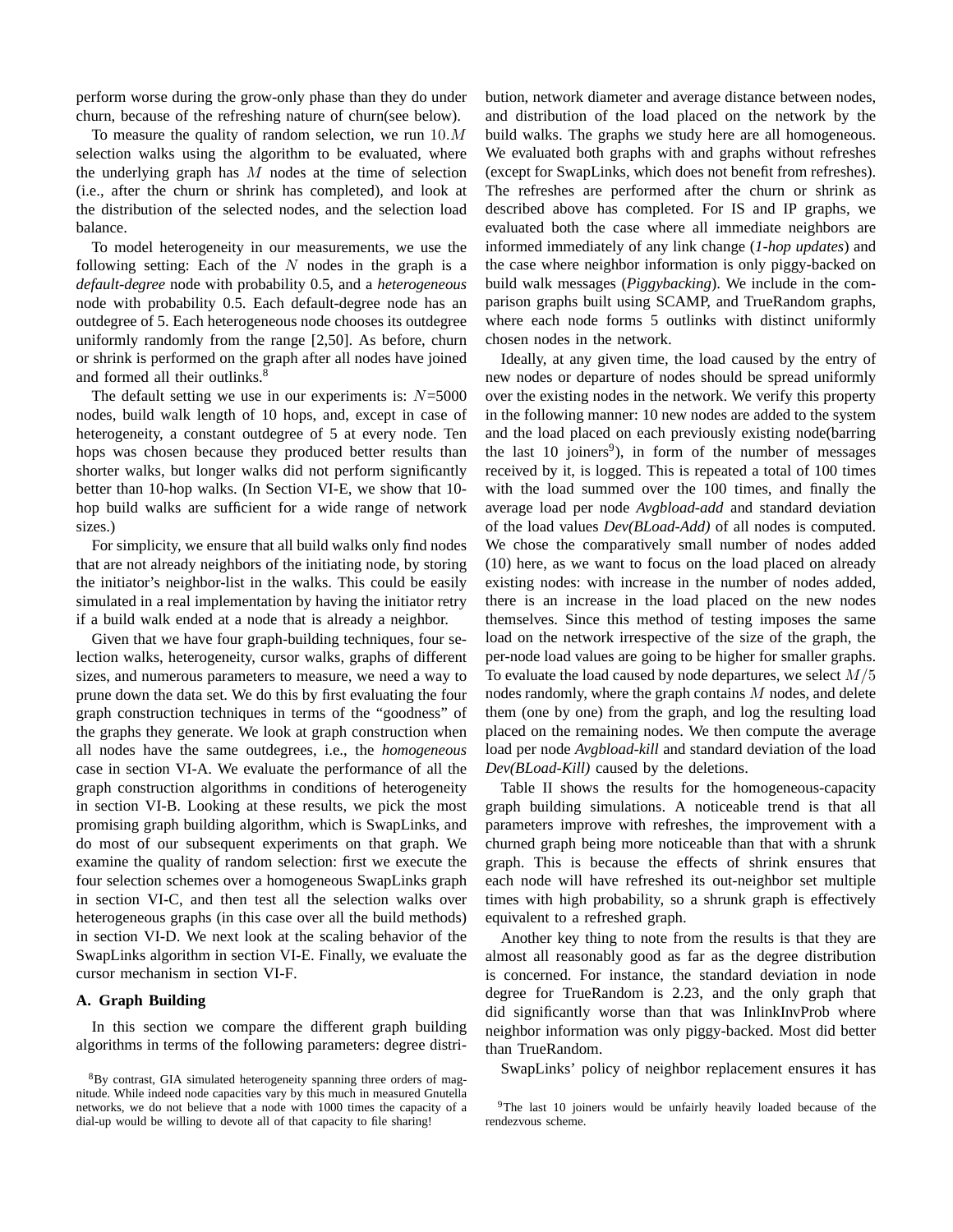perform worse during the grow-only phase than they do under churn, because of the refreshing nature of churn(see below).

To measure the quality of random selection, we run $10.M$ selection walks using the algorithm to be evaluated, where the underlying graph has $M$ nodes at the time of selection (i.e., after the churn or shrink has completed), and look at the distribution of the selected nodes, and the selection load balance.

To model heterogeneity in our measurements, we use the following setting: Each of the $N$ nodes in the graph is a *default-degree* node with probability 0.5, and a *heterogeneous* node with probability 0.5. Each default-degree node has an outdegree of 5. Each heterogeneous node chooses its outdegree uniformly randomly from the range [2,50]. As before, churn or shrink is performed on the graph after all nodes have joined and formed all their outlinks.[8]

The default setting we use in our experiments is: $N$=5000 nodes, build walk length of 10 hops, and, except in case of heterogeneity, a constant outdegree of 5 at every node. Ten hops was chosen because they produced better results than shorter walks, but longer walks did not perform significantly better than 10-hop walks. (In Section VI-E, we show that 10-hop build walks are sufficient for a wide range of network sizes.)

For simplicity, we ensure that all build walks only find nodes that are not already neighbors of the initiating node, by storing the initiator's neighbor-list in the walks. This could be easily simulated in a real implementation by having the initiator retry if a build walk ended at a node that is already a neighbor.

Given that we have four graph-building techniques, four selection walks, heterogeneity, cursor walks, graphs of different sizes, and numerous parameters to measure, we need a way to prune down the data set. We do this by first evaluating the four graph construction techniques in terms of the "goodness" of the graphs they generate. We look at graph construction when all nodes have the same outdegrees, i.e., the *homogeneous* case in section VI-A. We evaluate the performance of all the graph construction algorithms in conditions of heterogeneity in section VI-B. Looking at these results, we pick the most promising graph building algorithm, which is SwapLinks, and do most of our subsequent experiments on that graph. We examine the quality of random selection: first we execute the four selection schemes over a homogeneous SwapLinks graph in section VI-C, and then test all the selection walks over heterogeneous graphs (in this case over all the build methods) in section VI-D. We next look at the scaling behavior of the SwapLinks algorithm in section VI-E. Finally, we evaluate the cursor mechanism in section VI-F.

### A. Graph Building

In this section we compare the different graph building algorithms in terms of the following parameters: degree distribution, network diameter and average distance between nodes, and distribution of the load placed on the network by the build walks. The graphs we study here are all homogeneous. We evaluated both graphs with and graphs without refreshes (except for SwapLinks, which does not benefit from refreshes). The refreshes are performed after the churn or shrink as described above has completed. For IS and IP graphs, we evaluated both the case where all immediate neighbors are informed immediately of any link change (*1-hop updates*) and the case where neighbor information is only piggy-backed on build walk messages (*Piggybacking*). We include in the comparison graphs built using SCAMP, and TrueRandom graphs, where each node forms 5 outlinks with distinct uniformly chosen nodes in the network.

Ideally, at any given time, the load caused by the entry of new nodes or departure of nodes should be spread uniformly over the existing nodes in the network. We verify this property in the following manner: 10 new nodes are added to the system and the load placed on each previously existing node(barring the last 10 joiners[9]), in form of the number of messages received by it, is logged. This is repeated a total of 100 times with the load summed over the 100 times, and finally the average load per node *Avgbload-add* and standard deviation of the load values *Dev(BLoad-Add)* of all nodes is computed. We chose the comparatively small number of nodes added (10) here, as we want to focus on the load placed on already existing nodes: with increase in the number of nodes added, there is an increase in the load placed on the new nodes themselves. Since this method of testing imposes the same load on the network irrespective of the size of the graph, the per-node load values are going to be higher for smaller graphs. To evaluate the load caused by node departures, we select $M/5$ nodes randomly, where the graph contains $M$ nodes, and delete them (one by one) from the graph, and log the resulting load placed on the remaining nodes. We then compute the average load per node *Avgbload-kill* and standard deviation of the load *Dev(BLoad-Kill)* caused by the deletions.

Table II shows the results for the homogeneous-capacity graph building simulations. A noticeable trend is that all parameters improve with refreshes, the improvement with a churned graph being more noticeable than that with a shrunk graph. This is because the effects of shrink ensures that each node will have refreshed its out-neighbor set multiple times with high probability, so a shrunk graph is effectively equivalent to a refreshed graph.

Another key thing to note from the results is that they are almost all reasonably good as far as the degree distribution is concerned. For instance, the standard deviation in node degree for TrueRandom is 2.23, and the only graph that did significantly worse than that was InlinkInvProb where neighbor information was only piggy-backed. Most did better than TrueRandom.

SwapLinks' policy of neighbor replacement ensures it has

[8] By contrast, GIA simulated heterogeneity spanning three orders of magnitude. While indeed node capacities vary by this much in measured Gnutella networks, we do not believe that a node with 1000 times the capacity of a dial-up would be willing to devote all of that capacity to file sharing!

[9] The last 10 joiners would be unfairly heavily loaded because of the rendezvous scheme.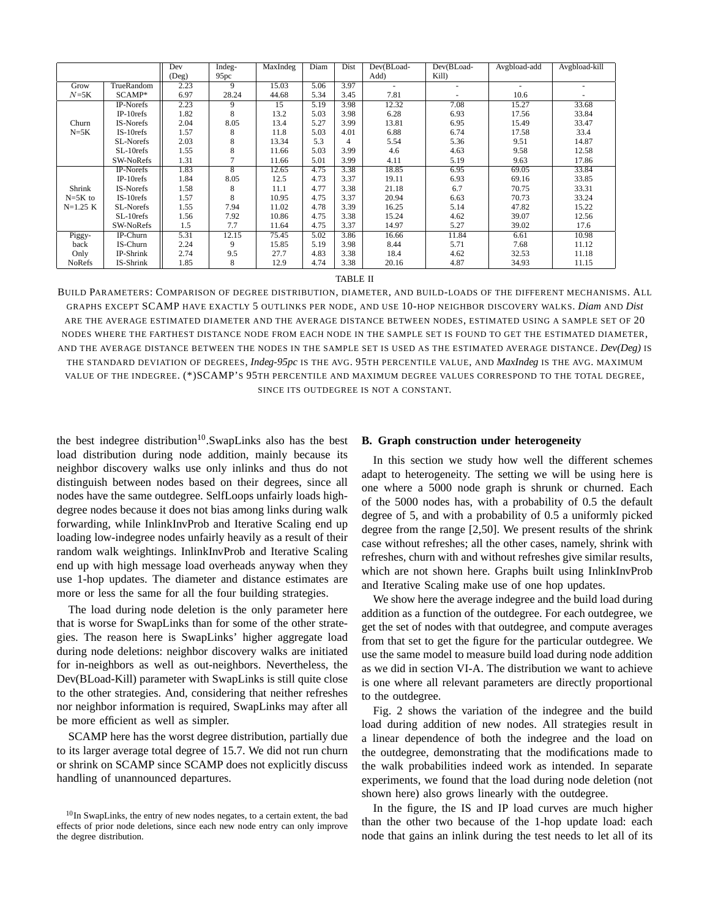| | | Dev (Deg) | Indeg-95pc | MaxIndeg | Diam | Dist | Dev(BLoad-Add) | Dev(BLoad-Kill) | Avgbload-add | Avgbload-kill |
|---|---|---|---|---|---|---|---|---|---|---|
| Grow | TrueRandom | 2.23 | 9 | 15.03 | 5.06 | 3.97 | - | - | - | - |
| $N$=5K | SCAMP* | 6.97 | 28.24 | 44.68 | 5.34 | 3.45 | 7.81 | - | 10.6 | - |
| Churn N=5K | IP-Norefs | 2.23 | 9 | 15 | 5.19 | 3.98 | 12.32 | 7.08 | 15.27 | 33.68 |
| | IP-10refs | 1.82 | 8 | 13.2 | 5.03 | 3.98 | 6.28 | 6.93 | 17.56 | 33.84 |
| | IS-Norefs | 2.04 | 8.05 | 13.4 | 5.27 | 3.99 | 13.81 | 6.95 | 15.49 | 33.47 |
| | IS-10refs | 1.57 | 8 | 11.8 | 5.03 | 4.01 | 6.88 | 6.74 | 17.58 | 33.4 |
| | SL-Norefs | 2.03 | 8 | 13.34 | 5.3 | 4 | 5.54 | 5.36 | 9.51 | 14.87 |
| | SL-10refs | 1.55 | 8 | 11.66 | 5.03 | 3.99 | 4.6 | 4.63 | 9.58 | 12.58 |
| | SW-NoRefs | 1.31 | 7 | 11.66 | 5.01 | 3.99 | 4.11 | 5.19 | 9.63 | 17.86 |
| Shrink N=5K to N=1.25 K | IP-Norefs | 1.83 | 8 | 12.65 | 4.75 | 3.38 | 18.85 | 6.95 | 69.05 | 33.84 |
| | IP-10refs | 1.84 | 8.05 | 12.5 | 4.73 | 3.37 | 19.11 | 6.93 | 69.16 | 33.85 |
| | IS-Norefs | 1.58 | 8 | 11.1 | 4.77 | 3.38 | 21.18 | 6.7 | 70.75 | 33.31 |
| | IS-10refs | 1.57 | 8 | 10.95 | 4.75 | 3.37 | 20.94 | 6.63 | 70.73 | 33.24 |
| | SL-Norefs | 1.55 | 7.94 | 11.02 | 4.78 | 3.39 | 16.25 | 5.14 | 47.82 | 15.22 |
| | SL-10refs | 1.56 | 7.92 | 10.86 | 4.75 | 3.38 | 15.24 | 4.62 | 39.07 | 12.56 |
| | SW-NoRefs | 1.5 | 7.7 | 11.64 | 4.75 | 3.37 | 14.97 | 5.27 | 39.02 | 17.6 |
| Piggy-back Only NoRefs | IP-Churn | 5.31 | 12.15 | 75.45 | 5.02 | 3.86 | 16.66 | 11.84 | 6.61 | 10.98 |
| | IS-Churn | 2.24 | 9 | 15.85 | 5.19 | 3.98 | 8.44 | 5.71 | 7.68 | 11.12 |
| | IP-Shrink | 2.74 | 9.5 | 27.7 | 4.83 | 3.38 | 18.4 | 4.62 | 32.53 | 11.18 |
| | IS-Shrink | 1.85 | 8 | 12.9 | 4.74 | 3.38 | 20.16 | 4.87 | 34.93 | 11.15 |

TABLE II

BUILD PARAMETERS: COMPARISON OF DEGREE DISTRIBUTION, DIAMETER, AND BUILD-LOADS OF THE DIFFERENT MECHANISMS. ALL GRAPHS EXCEPT SCAMP HAVE EXACTLY 5 OUTLINKS PER NODE, AND USE 10-HOP NEIGHBOR DISCOVERY WALKS. *Diam* AND *Dist* ARE THE AVERAGE ESTIMATED DIAMETER AND THE AVERAGE DISTANCE BETWEEN NODES, ESTIMATED USING A SAMPLE SET OF 20 NODES WHERE THE FARTHEST DISTANCE NODE FROM EACH NODE IN THE SAMPLE SET IS FOUND TO GET THE ESTIMATED DIAMETER, AND THE AVERAGE DISTANCE BETWEEN THE NODES IN THE SAMPLE SET IS USED AS THE ESTIMATED AVERAGE DISTANCE. *Dev(Deg)* IS THE STANDARD DEVIATION OF DEGREES, *Indeg-95pc* IS THE AVG. 95TH PERCENTILE VALUE, AND *MaxIndeg* IS THE AVG. MAXIMUM VALUE OF THE INDEGREE. (*)SCAMP'S 95TH PERCENTILE AND MAXIMUM DEGREE VALUES CORRESPOND TO THE TOTAL DEGREE, SINCE ITS OUTDEGREE IS NOT A CONSTANT.

the best indegree distribution[10].SwapLinks also has the best load distribution during node addition, mainly because its neighbor discovery walks use only inlinks and thus do not distinguish between nodes based on their degrees, since all nodes have the same outdegree. SelfLoops unfairly loads high-degree nodes because it does not bias among links during walk forwarding, while InlinkInvProb and Iterative Scaling end up loading low-indegree nodes unfairly heavily as a result of their random walk weightings. InlinkInvProb and Iterative Scaling end up with high message load overheads anyway when they use 1-hop updates. The diameter and distance estimates are more or less the same for all the four building strategies.

The load during node deletion is the only parameter here that is worse for SwapLinks than for some of the other strategies. The reason here is SwapLinks' higher aggregate load during node deletions: neighbor discovery walks are initiated for in-neighbors as well as out-neighbors. Nevertheless, the Dev(BLoad-Kill) parameter with SwapLinks is still quite close to the other strategies. And, considering that neither refreshes nor neighbor information is required, SwapLinks may after all be more efficient as well as simpler.

SCAMP here has the worst degree distribution, partially due to its larger average total degree of 15.7. We did not run churn or shrink on SCAMP since SCAMP does not explicitly discuss handling of unannounced departures.

[10] In SwapLinks, the entry of new nodes negates, to a certain extent, the bad effects of prior node deletions, since each new node entry can only improve the degree distribution.

### B. Graph construction under heterogeneity

In this section we study how well the different schemes adapt to heterogeneity. The setting we will be using here is one where a 5000 node graph is shrunk or churned. Each of the 5000 nodes has, with a probability of 0.5 the default degree of 5, and with a probability of 0.5 a uniformly picked degree from the range [2,50]. We present results of the shrink case without refreshes; all the other cases, namely, shrink with refreshes, churn with and without refreshes give similar results, which are not shown here. Graphs built using InlinkInvProb and Iterative Scaling make use of one hop updates.

We show here the average indegree and the build load during addition as a function of the outdegree. For each outdegree, we get the set of nodes with that outdegree, and compute averages from that set to get the figure for the particular outdegree. We use the same model to measure build load during node addition as we did in section VI-A. The distribution we want to achieve is one where all relevant parameters are directly proportional to the outdegree.

Fig. 2 shows the variation of the indegree and the build load during addition of new nodes. All strategies result in a linear dependence of both the indegree and the load on the outdegree, demonstrating that the modifications made to the walk probabilities indeed work as intended. In separate experiments, we found that the load during node deletion (not shown here) also grows linearly with the outdegree.

In the figure, the IS and IP load curves are much higher than the other two because of the 1-hop update load: each node that gains an inlink during the test needs to let all of its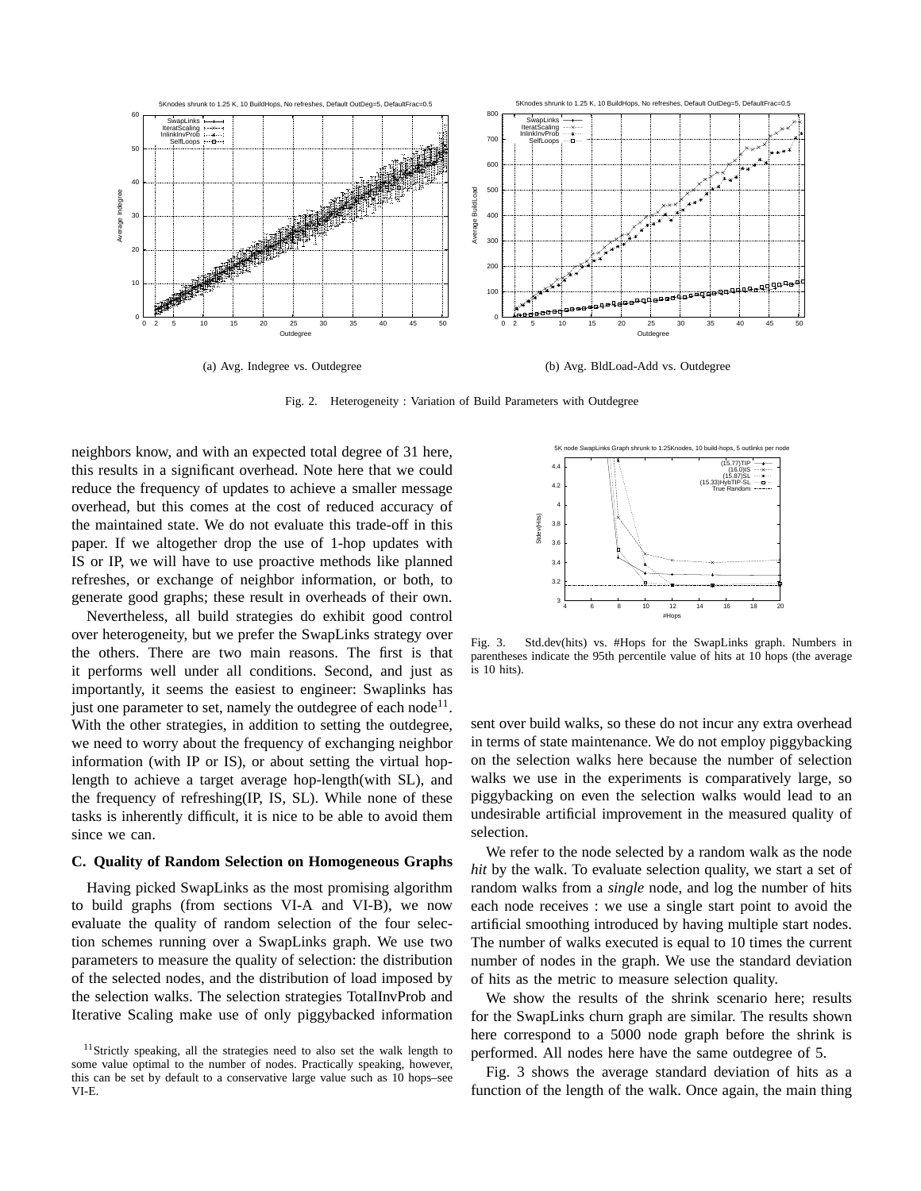(a) Avg. Indegree vs. Outdegree

(b) Avg. BldLoad-Add vs. Outdegree

Fig. 2. Heterogeneity : Variation of Build Parameters with Outdegree

neighbors know, and with an expected total degree of 31 here, this results in a significant overhead. Note here that we could reduce the frequency of updates to achieve a smaller message overhead, but this comes at the cost of reduced accuracy of the maintained state. We do not evaluate this trade-off in this paper. If we altogether drop the use of 1-hop updates with IS or IP, we will have to use proactive methods like planned refreshes, or exchange of neighbor information, or both, to generate good graphs; these result in overheads of their own.

Nevertheless, all build strategies do exhibit good control over heterogeneity, but we prefer the SwapLinks strategy over the others. There are two main reasons. The first is that it performs well under all conditions. Second, and just as importantly, it seems the easiest to engineer: Swaplinks has just one parameter to set, namely the outdegree of each node[11]. With the other strategies, in addition to setting the outdegree, we need to worry about the frequency of exchanging neighbor information (with IP or IS), or about setting the virtual hop-length to achieve a target average hop-length(with SL), and the frequency of refreshing(IP, IS, SL). While none of these tasks is inherently difficult, it is nice to be able to avoid them since we can.

### C. Quality of Random Selection on Homogeneous Graphs

Having picked SwapLinks as the most promising algorithm to build graphs (from sections VI-A and VI-B), we now evaluate the quality of random selection of the four selection schemes running over a SwapLinks graph. We use two parameters to measure the quality of selection: the distribution of the selected nodes, and the distribution of load imposed by the selection walks. The selection strategies TotalInvProb and Iterative Scaling make use of only piggybacked information sent over build walks, so these do not incur any extra overhead in terms of state maintenance. We do not employ piggybacking on the selection walks here because the number of selection walks we use in the experiments is comparatively large, so piggybacking on even the selection walks would lead to an undesirable artificial improvement in the measured quality of selection.

We refer to the node selected by a random walk as the node *hit* by the walk. To evaluate selection quality, we start a set of random walks from a *single* node, and log the number of hits each node receives : we use a single start point to avoid the artificial smoothing introduced by having multiple start nodes. The number of walks executed is equal to 10 times the current number of nodes in the graph. We use the standard deviation of hits as the metric to measure selection quality.

We show the results of the shrink scenario here; results for the SwapLinks churn graph are similar. The results shown here correspond to a 5000 node graph before the shrink is performed. All nodes here have the same outdegree of 5.

Fig. 3 shows the average standard deviation of hits as a function of the length of the walk. Once again, the main thing

Fig. 3. Std.dev(hits) vs. #Hops for the SwapLinks graph. Numbers in parentheses indicate the 95th percentile value of hits at 10 hops (the average is 10 hits).

[11] Strictly speaking, all the strategies need to also set the walk length to some value optimal to the number of nodes. Practically speaking, however, this can be set by default to a conservative large value such as 10 hops–see VI-E.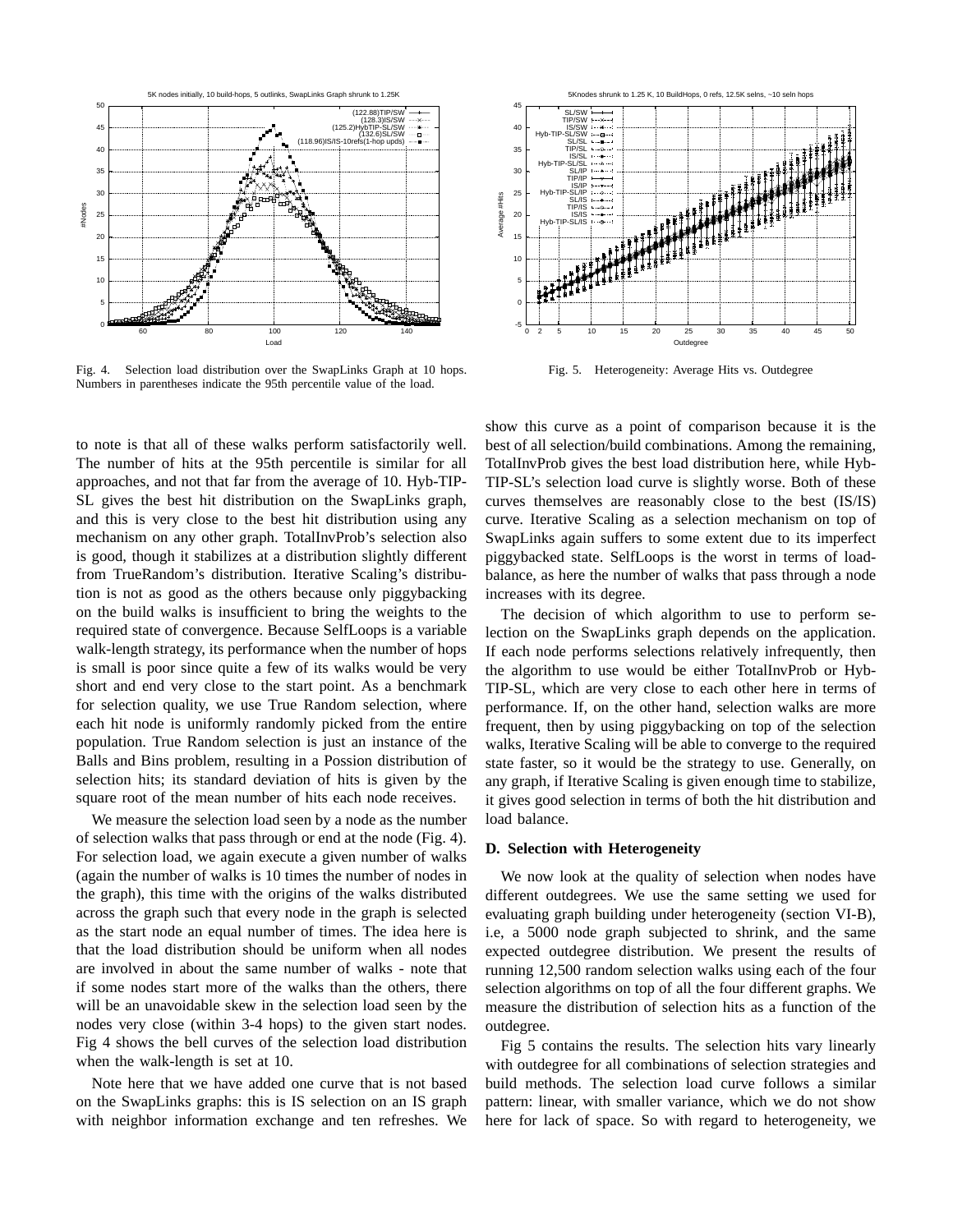Fig. 4. Selection load distribution over the SwapLinks Graph at 10 hops. Numbers in parentheses indicate the 95th percentile value of the load.

Fig. 5. Heterogeneity: Average Hits vs. Outdegree

to note is that all of these walks perform satisfactorily well. The number of hits at the 95th percentile is similar for all approaches, and not that far from the average of 10. Hyb-TIP-SL gives the best hit distribution on the SwapLinks graph, and this is very close to the best hit distribution using any mechanism on any other graph. TotalInvProb's selection also is good, though it stabilizes at a distribution slightly different from TrueRandom's distribution. Iterative Scaling's distribution is not as good as the others because only piggybacking on the build walks is insufficient to bring the weights to the required state of convergence. Because SelfLoops is a variable walk-length strategy, its performance when the number of hops is small is poor since quite a few of its walks would be very short and end very close to the start point. As a benchmark for selection quality, we use True Random selection, where each hit node is uniformly randomly picked from the entire population. True Random selection is just an instance of the Balls and Bins problem, resulting in a Possion distribution of selection hits; its standard deviation of hits is given by the square root of the mean number of hits each node receives.

We measure the selection load seen by a node as the number of selection walks that pass through or end at the node (Fig. 4). For selection load, we again execute a given number of walks (again the number of walks is 10 times the number of nodes in the graph), this time with the origins of the walks distributed across the graph such that every node in the graph is selected as the start node an equal number of times. The idea here is that the load distribution should be uniform when all nodes are involved in about the same number of walks - note that if some nodes start more of the walks than the others, there will be an unavoidable skew in the selection load seen by the nodes very close (within 3-4 hops) to the given start nodes. Fig 4 shows the bell curves of the selection load distribution when the walk-length is set at 10.

Note here that we have added one curve that is not based on the SwapLinks graphs: this is IS selection on an IS graph with neighbor information exchange and ten refreshes. We show this curve as a point of comparison because it is the best of all selection/build combinations. Among the remaining, TotalInvProb gives the best load distribution here, while Hyb-TIP-SL's selection load curve is slightly worse. Both of these curves themselves are reasonably close to the best (IS/IS) curve. Iterative Scaling as a selection mechanism on top of SwapLinks again suffers to some extent due to its imperfect piggybacked state. SelfLoops is the worst in terms of load-balance, as here the number of walks that pass through a node increases with its degree.

The decision of which algorithm to use to perform selection on the SwapLinks graph depends on the application. If each node performs selections relatively infrequently, then the algorithm to use would be either TotalInvProb or Hyb-TIP-SL, which are very close to each other here in terms of performance. If, on the other hand, selection walks are more frequent, then by using piggybacking on top of the selection walks, Iterative Scaling will be able to converge to the required state faster, so it would be the strategy to use. Generally, on any graph, if Iterative Scaling is given enough time to stabilize, it gives good selection in terms of both the hit distribution and load balance.

### D. Selection with Heterogeneity

We now look at the quality of selection when nodes have different outdegrees. We use the same setting we used for evaluating graph building under heterogeneity (section VI-B), i.e, a 5000 node graph subjected to shrink, and the same expected outdegree distribution. We present the results of running 12,500 random selection walks using each of the four selection algorithms on top of all the four different graphs. We measure the distribution of selection hits as a function of the outdegree.

Fig 5 contains the results. The selection hits vary linearly with outdegree for all combinations of selection strategies and build methods. The selection load curve follows a similar pattern: linear, with smaller variance, which we do not show here for lack of space. So with regard to heterogeneity, we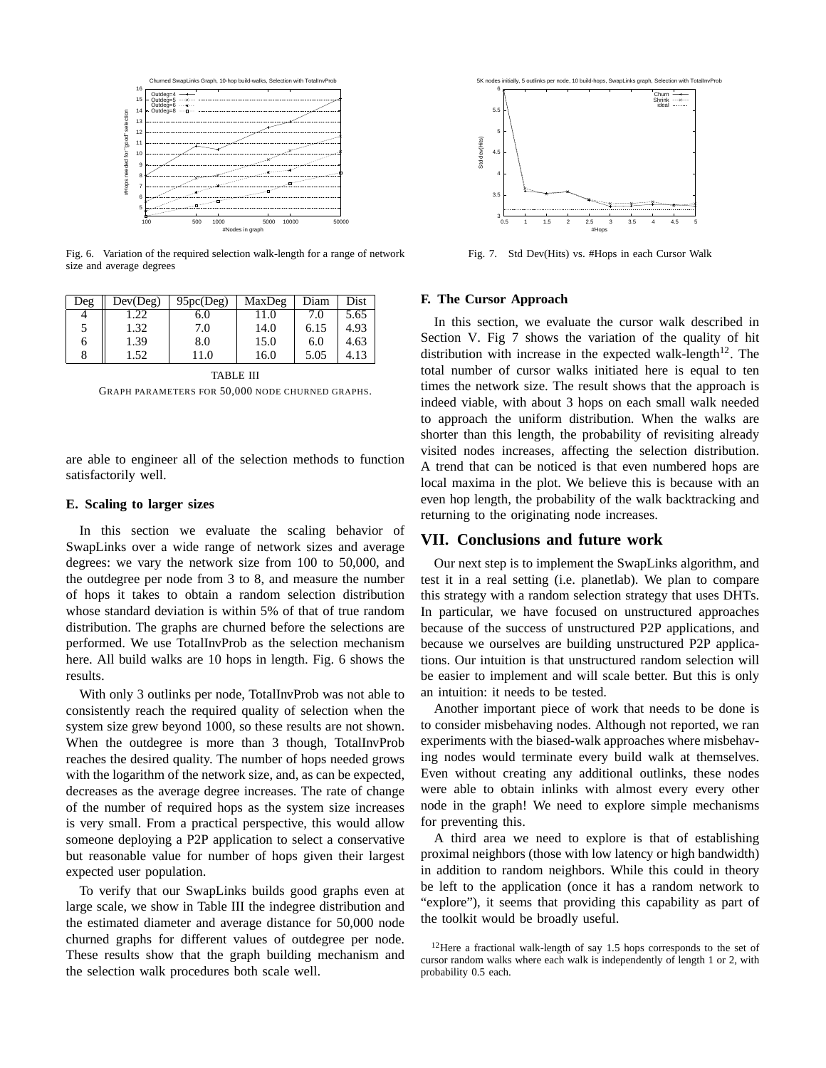Fig. 6. Variation of the required selection walk-length for a range of network size and average degrees

| Deg | Dev(Deg) | 95pc(Deg) | MaxDeg | Diam | Dist |
|---|---|---|---|---|---|
| 4 | 1.22 | 6.0 | 11.0 | 7.0 | 5.65 |
| 5 | 1.32 | 7.0 | 14.0 | 6.15 | 4.93 |
| 6 | 1.39 | 8.0 | 15.0 | 6.0 | 4.63 |
| 8 | 1.52 | 11.0 | 16.0 | 5.05 | 4.13 |

TABLE III

GRAPH PARAMETERS FOR 50,000 NODE CHURNED GRAPHS.

are able to engineer all of the selection methods to function satisfactorily well.

### E. Scaling to larger sizes

In this section we evaluate the scaling behavior of SwapLinks over a wide range of network sizes and average degrees: we vary the network size from 100 to 50,000, and the outdegree per node from 3 to 8, and measure the number of hops it takes to obtain a random selection distribution whose standard deviation is within 5% of that of true random distribution. The graphs are churned before the selections are performed. We use TotalInvProb as the selection mechanism here. All build walks are 10 hops in length. Fig. 6 shows the results.

With only 3 outlinks per node, TotalInvProb was not able to consistently reach the required quality of selection when the system size grew beyond 1000, so these results are not shown. When the outdegree is more than 3 though, TotalInvProb reaches the desired quality. The number of hops needed grows with the logarithm of the network size, and, as can be expected, decreases as the average degree increases. The rate of change of the number of required hops as the system size increases is very small. From a practical perspective, this would allow someone deploying a P2P application to select a conservative but reasonable value for number of hops given their largest expected user population.

To verify that our SwapLinks builds good graphs even at large scale, we show in Table III the indegree distribution and the estimated diameter and average distance for 50,000 node churned graphs for different values of outdegree per node. These results show that the graph building mechanism and the selection walk procedures both scale well.

Fig. 7. Std Dev(Hits) vs. #Hops in each Cursor Walk

### F. The Cursor Approach

In this section, we evaluate the cursor walk described in Section V. Fig 7 shows the variation of the quality of hit distribution with increase in the expected walk-length[12]. The total number of cursor walks initiated here is equal to ten times the network size. The result shows that the approach is indeed viable, with about 3 hops on each small walk needed to approach the uniform distribution. When the walks are shorter than this length, the probability of revisiting already visited nodes increases, affecting the selection distribution. A trend that can be noticed is that even numbered hops are local maxima in the plot. We believe this is because with an even hop length, the probability of the walk backtracking and returning to the originating node increases.

## VII. Conclusions and future work

Our next step is to implement the SwapLinks algorithm, and test it in a real setting (i.e. planetlab). We plan to compare this strategy with a random selection strategy that uses DHTs. In particular, we have focused on unstructured approaches because of the success of unstructured P2P applications, and because we ourselves are building unstructured P2P applications. Our intuition is that unstructured random selection will be easier to implement and will scale better. But this is only an intuition: it needs to be tested.

Another important piece of work that needs to be done is to consider misbehaving nodes. Although not reported, we ran experiments with the biased-walk approaches where misbehaving nodes would terminate every build walk at themselves. Even without creating any additional outlinks, these nodes were able to obtain inlinks with almost every every other node in the graph! We need to explore simple mechanisms for preventing this.

A third area we need to explore is that of establishing proximal neighbors (those with low latency or high bandwidth) in addition to random neighbors. While this could in theory be left to the application (once it has a random network to "explore"), it seems that providing this capability as part of the toolkit would be broadly useful.

[12]Here a fractional walk-length of say 1.5 hops corresponds to the set of cursor random walks where each walk is independently of length 1 or 2, with probability 0.5 each.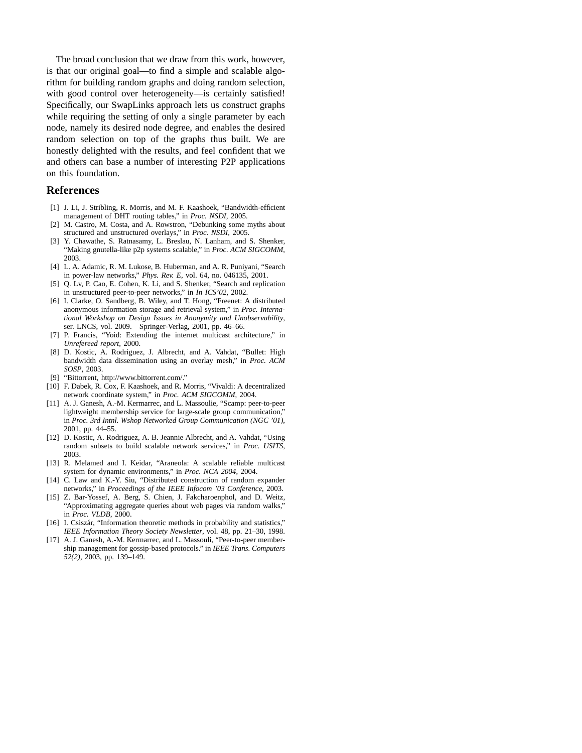The broad conclusion that we draw from this work, however, is that our original goal—to find a simple and scalable algorithm for building random graphs and doing random selection, with good control over heterogeneity—is certainly satisfied! Specifically, our SwapLinks approach lets us construct graphs while requiring the setting of only a single parameter by each node, namely its desired node degree, and enables the desired random selection on top of the graphs thus built. We are honestly delighted with the results, and feel confident that we and others can base a number of interesting P2P applications on this foundation.

## References

[1] J. Li, J. Stribling, R. Morris, and M. F. Kaashoek, "Bandwidth-efficient management of DHT routing tables," in *Proc. NSDI*, 2005.

[2] M. Castro, M. Costa, and A. Rowstron, "Debunking some myths about structured and unstructured overlays," in *Proc. NSDI*, 2005.

[3] Y. Chawathe, S. Ratnasamy, L. Breslau, N. Lanham, and S. Shenker, "Making gnutella-like p2p systems scalable," in *Proc. ACM SIGCOMM*, 2003.

[4] L. A. Adamic, R. M. Lukose, B. Huberman, and A. R. Puniyani, "Search in power-law networks," *Phys. Rev. E*, vol. 64, no. 046135, 2001.

[5] Q. Lv, P. Cao, E. Cohen, K. Li, and S. Shenker, "Search and replication in unstructured peer-to-peer networks," in *In ICS'02*, 2002.

[6] I. Clarke, O. Sandberg, B. Wiley, and T. Hong, "Freenet: A distributed anonymous information storage and retrieval system," in *Proc. International Workshop on Design Issues in Anonymity and Unobservability*, ser. LNCS, vol. 2009. Springer-Verlag, 2001, pp. 46–66.

[7] P. Francis, "Yoid: Extending the internet multicast architecture," in *Unrefereed report*, 2000.

[8] D. Kostic, A. Rodriguez, J. Albrecht, and A. Vahdat, "Bullet: High bandwidth data dissemination using an overlay mesh," in *Proc. ACM SOSP*, 2003.

[9] "Bittorrent, http://www.bittorrent.com/."

[10] F. Dabek, R. Cox, F. Kaashoek, and R. Morris, "Vivaldi: A decentralized network coordinate system," in *Proc. ACM SIGCOMM*, 2004.

[11] A. J. Ganesh, A.-M. Kermarrec, and L. Massoulie, "Scamp: peer-to-peer lightweight membership service for large-scale group communication," in *Proc. 3rd Intnl. Wshop Networked Group Communication (NGC '01)*, 2001, pp. 44–55.

[12] D. Kostic, A. Rodriguez, A. B. Jeannie Albrecht, and A. Vahdat, "Using random subsets to build scalable network services," in *Proc. USITS*, 2003.

[13] R. Melamed and I. Keidar, "Araneola: A scalable reliable multicast system for dynamic environments," in *Proc. NCA 2004*, 2004.

[14] C. Law and K.-Y. Siu, "Distributed construction of random expander networks," in *Proceedings of the IEEE Infocom '03 Conference*, 2003.

[15] Z. Bar-Yossef, A. Berg, S. Chien, J. Fakcharoenphol, and D. Weitz, "Approximating aggregate queries about web pages via random walks," in *Proc. VLDB*, 2000.

[16] I. Csiszár, "Information theoretic methods in probability and statistics," *IEEE Information Theory Society Newsletter*, vol. 48, pp. 21–30, 1998.

[17] A. J. Ganesh, A.-M. Kermarrec, and L. Massouli, "Peer-to-peer membership management for gossip-based protocols." in *IEEE Trans. Computers 52(2)*, 2003, pp. 139–149.